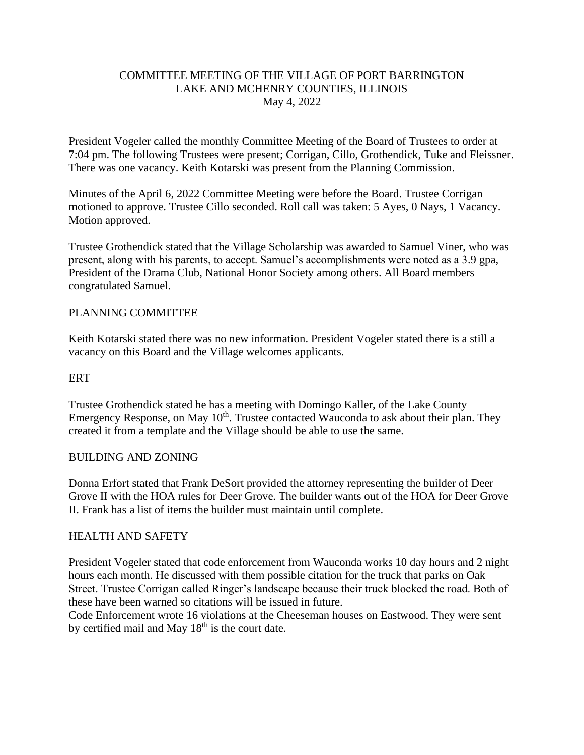# COMMITTEE MEETING OF THE VILLAGE OF PORT BARRINGTON
## LAKE AND MCHENRY COUNTIES, ILLINOIS
### May 4, 2022

President Vogeler called the monthly Committee Meeting of the Board of Trustees to order at 7:04 pm. The following Trustees were present; Corrigan, Cillo, Grothendick, Tuke and Fleissner. There was one vacancy. Keith Kotarski was present from the Planning Commission.

Minutes of the April 6, 2022 Committee Meeting were before the Board. Trustee Corrigan motioned to approve. Trustee Cillo seconded. Roll call was taken: 5 Ayes, 0 Nays, 1 Vacancy. Motion approved.

Trustee Grothendick stated that the Village Scholarship was awarded to Samuel Viner, who was present, along with his parents, to accept. Samuel's accomplishments were noted as a 3.9 gpa, President of the Drama Club, National Honor Society among others. All Board members congratulated Samuel.

## PLANNING COMMITTEE

Keith Kotarski stated there was no new information. President Vogeler stated there is a still a vacancy on this Board and the Village welcomes applicants.

## ERT

Trustee Grothendick stated he has a meeting with Domingo Kaller, of the Lake County Emergency Response, on May 10th. Trustee contacted Wauconda to ask about their plan. They created it from a template and the Village should be able to use the same.

## BUILDING AND ZONING

Donna Erfort stated that Frank DeSort provided the attorney representing the builder of Deer Grove II with the HOA rules for Deer Grove. The builder wants out of the HOA for Deer Grove II. Frank has a list of items the builder must maintain until complete.

## HEALTH AND SAFETY

President Vogeler stated that code enforcement from Wauconda works 10 day hours and 2 night hours each month. He discussed with them possible citation for the truck that parks on Oak Street. Trustee Corrigan called Ringer's landscape because their truck blocked the road. Both of these have been warned so citations will be issued in future.

Code Enforcement wrote 16 violations at the Cheeseman houses on Eastwood. They were sent by certified mail and May 18th is the court date.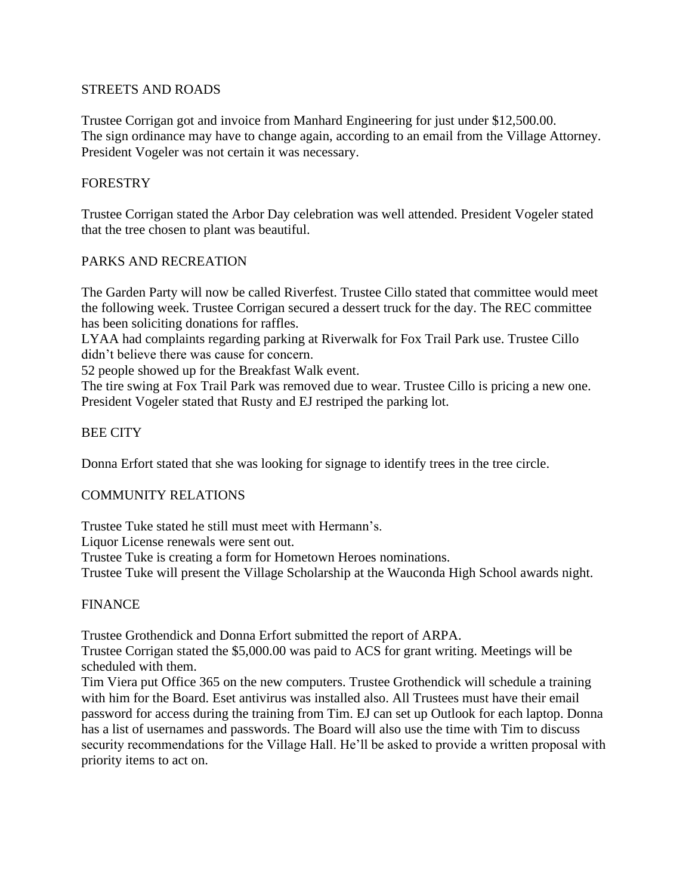## STREETS AND ROADS

Trustee Corrigan got and invoice from Manhard Engineering for just under $12,500.00.
The sign ordinance may have to change again, according to an email from the Village Attorney. President Vogeler was not certain it was necessary.

## FORESTRY

Trustee Corrigan stated the Arbor Day celebration was well attended. President Vogeler stated that the tree chosen to plant was beautiful.

## PARKS AND RECREATION

The Garden Party will now be called Riverfest. Trustee Cillo stated that committee would meet the following week. Trustee Corrigan secured a dessert truck for the day. The REC committee has been soliciting donations for raffles.
LYAA had complaints regarding parking at Riverwalk for Fox Trail Park use. Trustee Cillo didn't believe there was cause for concern.
52 people showed up for the Breakfast Walk event.
The tire swing at Fox Trail Park was removed due to wear. Trustee Cillo is pricing a new one. President Vogeler stated that Rusty and EJ restriped the parking lot.

## BEE CITY

Donna Erfort stated that she was looking for signage to identify trees in the tree circle.

## COMMUNITY RELATIONS

Trustee Tuke stated he still must meet with Hermann's.
Liquor License renewals were sent out.
Trustee Tuke is creating a form for Hometown Heroes nominations.
Trustee Tuke will present the Village Scholarship at the Wauconda High School awards night.

## FINANCE

Trustee Grothendick and Donna Erfort submitted the report of ARPA.
Trustee Corrigan stated the $5,000.00 was paid to ACS for grant writing. Meetings will be scheduled with them.
Tim Viera put Office 365 on the new computers. Trustee Grothendick will schedule a training with him for the Board. Eset antivirus was installed also. All Trustees must have their email password for access during the training from Tim. EJ can set up Outlook for each laptop. Donna has a list of usernames and passwords. The Board will also use the time with Tim to discuss security recommendations for the Village Hall. He'll be asked to provide a written proposal with priority items to act on.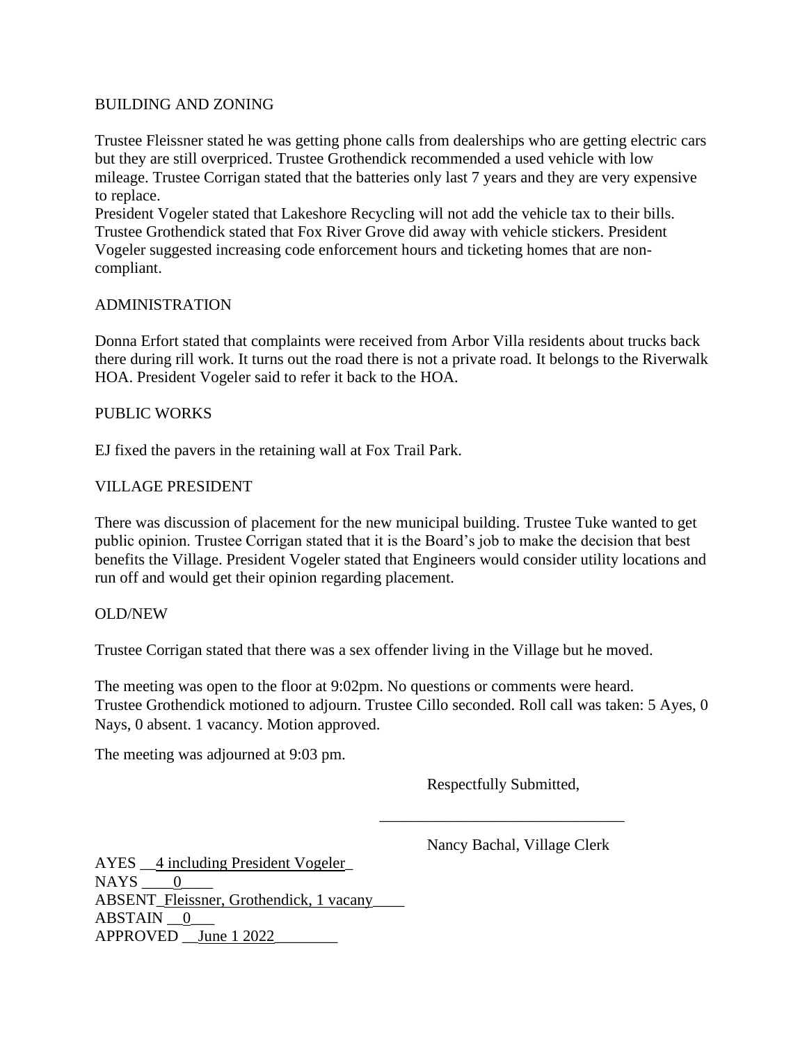BUILDING AND ZONING

Trustee Fleissner stated he was getting phone calls from dealerships who are getting electric cars but they are still overpriced. Trustee Grothendick recommended a used vehicle with low mileage. Trustee Corrigan stated that the batteries only last 7 years and they are very expensive to replace.
President Vogeler stated that Lakeshore Recycling will not add the vehicle tax to their bills. Trustee Grothendick stated that Fox River Grove did away with vehicle stickers. President Vogeler suggested increasing code enforcement hours and ticketing homes that are non-compliant.

ADMINISTRATION

Donna Erfort stated that complaints were received from Arbor Villa residents about trucks back there during rill work. It turns out the road there is not a private road. It belongs to the Riverwalk HOA. President Vogeler said to refer it back to the HOA.

PUBLIC WORKS

EJ fixed the pavers in the retaining wall at Fox Trail Park.

VILLAGE PRESIDENT

There was discussion of placement for the new municipal building. Trustee Tuke wanted to get public opinion. Trustee Corrigan stated that it is the Board's job to make the decision that best benefits the Village. President Vogeler stated that Engineers would consider utility locations and run off and would get their opinion regarding placement.

OLD/NEW

Trustee Corrigan stated that there was a sex offender living in the Village but he moved.

The meeting was open to the floor at 9:02pm. No questions or comments were heard.
Trustee Grothendick motioned to adjourn. Trustee Cillo seconded. Roll call was taken: 5 Ayes, 0 Nays, 0 absent. 1 vacancy. Motion approved.

The meeting was adjourned at 9:03 pm.

Respectfully Submitted,

_______________________________

Nancy Bachal, Village Clerk

AYES __4 including President Vogeler_
NAYS ____0____
ABSENT_Fleissner, Grothendick, 1 vacany____
ABSTAIN __0___
APPROVED __June 1 2022________